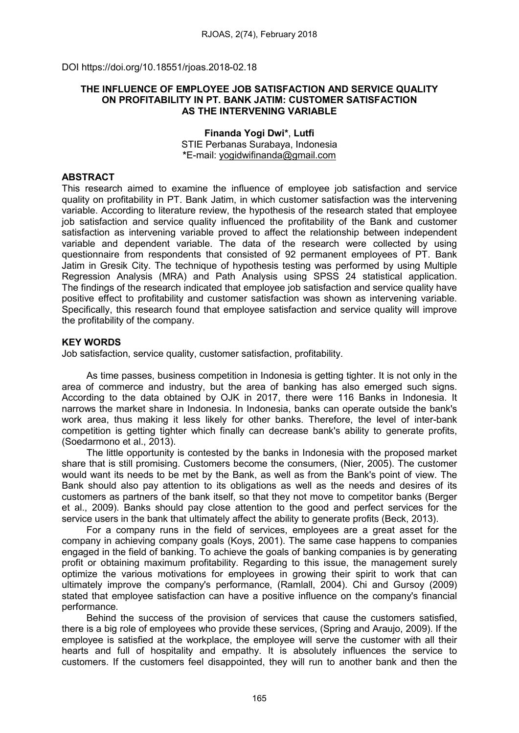DOI https://doi.org/10.18551/rjoas.2018-02.18

# THE INFLUENCE OF EMPLOYEE JOB SATISFACTION AND SERVICE QUALITY ON PROFITABILITY IN PT. BANK JATIM: CUSTOMER SATISFACTION AS THE INTERVENING VARIABLE

**Finanda Yogi Dwi***, **Lutfi**
STIE Perbanas Surabaya, Indonesia
*E-mail: yogidwifinanda@gmail.com

## ABSTRACT

This research aimed to examine the influence of employee job satisfaction and service quality on profitability in PT. Bank Jatim, in which customer satisfaction was the intervening variable. According to literature review, the hypothesis of the research stated that employee job satisfaction and service quality influenced the profitability of the Bank and customer satisfaction as intervening variable proved to affect the relationship between independent variable and dependent variable. The data of the research were collected by using questionnaire from respondents that consisted of 92 permanent employees of PT. Bank Jatim in Gresik City. The technique of hypothesis testing was performed by using Multiple Regression Analysis (MRA) and Path Analysis using SPSS 24 statistical application. The findings of the research indicated that employee job satisfaction and service quality have positive effect to profitability and customer satisfaction was shown as intervening variable. Specifically, this research found that employee satisfaction and service quality will improve the profitability of the company.

## KEY WORDS

Job satisfaction, service quality, customer satisfaction, profitability.

As time passes, business competition in Indonesia is getting tighter. It is not only in the area of commerce and industry, but the area of banking has also emerged such signs. According to the data obtained by OJK in 2017, there were 116 Banks in Indonesia. It narrows the market share in Indonesia. In Indonesia, banks can operate outside the bank's work area, thus making it less likely for other banks. Therefore, the level of inter-bank competition is getting tighter which finally can decrease bank's ability to generate profits, (Soedarmono et al., 2013).

The little opportunity is contested by the banks in Indonesia with the proposed market share that is still promising. Customers become the consumers, (Nier, 2005). The customer would want its needs to be met by the Bank, as well as from the Bank's point of view. The Bank should also pay attention to its obligations as well as the needs and desires of its customers as partners of the bank itself, so that they not move to competitor banks (Berger et al., 2009). Banks should pay close attention to the good and perfect services for the service users in the bank that ultimately affect the ability to generate profits (Beck, 2013).

For a company runs in the field of services, employees are a great asset for the company in achieving company goals (Koys, 2001). The same case happens to companies engaged in the field of banking. To achieve the goals of banking companies is by generating profit or obtaining maximum profitability. Regarding to this issue, the management surely optimize the various motivations for employees in growing their spirit to work that can ultimately improve the company's performance, (Ramlall, 2004). Chi and Gursoy (2009) stated that employee satisfaction can have a positive influence on the company's financial performance.

Behind the success of the provision of services that cause the customers satisfied, there is a big role of employees who provide these services, (Spring and Araujo, 2009). If the employee is satisfied at the workplace, the employee will serve the customer with all their hearts and full of hospitality and empathy. It is absolutely influences the service to customers. If the customers feel disappointed, they will run to another bank and then the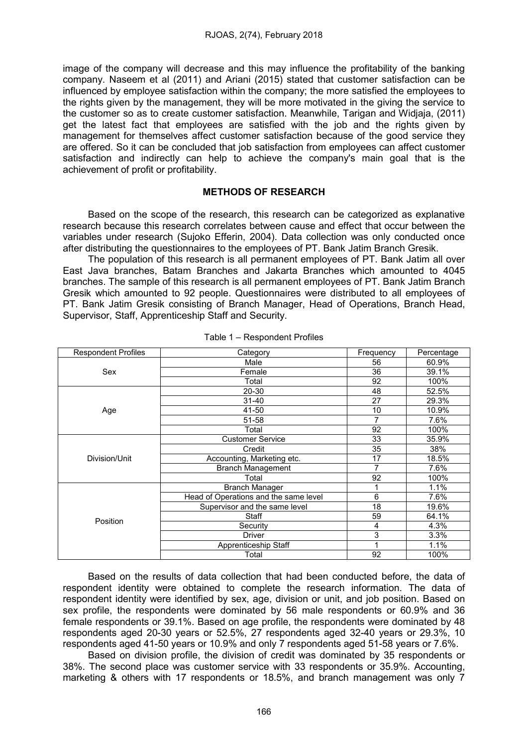image of the company will decrease and this may influence the profitability of the banking company. Naseem et al (2011) and Ariani (2015) stated that customer satisfaction can be influenced by employee satisfaction within the company; the more satisfied the employees to the rights given by the management, they will be more motivated in the giving the service to the customer so as to create customer satisfaction. Meanwhile, Tarigan and Widjaja, (2011) get the latest fact that employees are satisfied with the job and the rights given by management for themselves affect customer satisfaction because of the good service they are offered. So it can be concluded that job satisfaction from employees can affect customer satisfaction and indirectly can help to achieve the company's main goal that is the achievement of profit or profitability.

## METHODS OF RESEARCH

Based on the scope of the research, this research can be categorized as explanative research because this research correlates between cause and effect that occur between the variables under research (Sujoko Efferin, 2004). Data collection was only conducted once after distributing the questionnaires to the employees of PT. Bank Jatim Branch Gresik.

The population of this research is all permanent employees of PT. Bank Jatim all over East Java branches, Batam Branches and Jakarta Branches which amounted to 4045 branches. The sample of this research is all permanent employees of PT. Bank Jatim Branch Gresik which amounted to 92 people. Questionnaires were distributed to all employees of PT. Bank Jatim Gresik consisting of Branch Manager, Head of Operations, Branch Head, Supervisor, Staff, Apprenticeship Staff and Security.

Table 1 – Respondent Profiles

| Respondent Profiles | Category | Frequency | Percentage |
|---|---|---|---|
| Sex | Male | 56 | 60.9% |
| | Female | 36 | 39.1% |
| | Total | 92 | 100% |
| Age | 20-30 | 48 | 52.5% |
| | 31-40 | 27 | 29.3% |
| | 41-50 | 10 | 10.9% |
| | 51-58 | 7 | 7.6% |
| | Total | 92 | 100% |
| Division/Unit | Customer Service | 33 | 35.9% |
| | Credit | 35 | 38% |
| | Accounting, Marketing etc. | 17 | 18.5% |
| | Branch Management | 7 | 7.6% |
| | Total | 92 | 100% |
| Position | Branch Manager | 1 | 1.1% |
| | Head of Operations and the same level | 6 | 7.6% |
| | Supervisor and the same level | 18 | 19.6% |
| | Staff | 59 | 64.1% |
| | Security | 4 | 4.3% |
| | Driver | 3 | 3.3% |
| | Apprenticeship Staff | 1 | 1.1% |
| | Total | 92 | 100% |

Based on the results of data collection that had been conducted before, the data of respondent identity were obtained to complete the research information. The data of respondent identity were identified by sex, age, division or unit, and job position. Based on sex profile, the respondents were dominated by 56 male respondents or 60.9% and 36 female respondents or 39.1%. Based on age profile, the respondents were dominated by 48 respondents aged 20-30 years or 52.5%, 27 respondents aged 32-40 years or 29.3%, 10 respondents aged 41-50 years or 10.9% and only 7 respondents aged 51-58 years or 7.6%.

Based on division profile, the division of credit was dominated by 35 respondents or 38%. The second place was customer service with 33 respondents or 35.9%. Accounting, marketing & others with 17 respondents or 18.5%, and branch management was only 7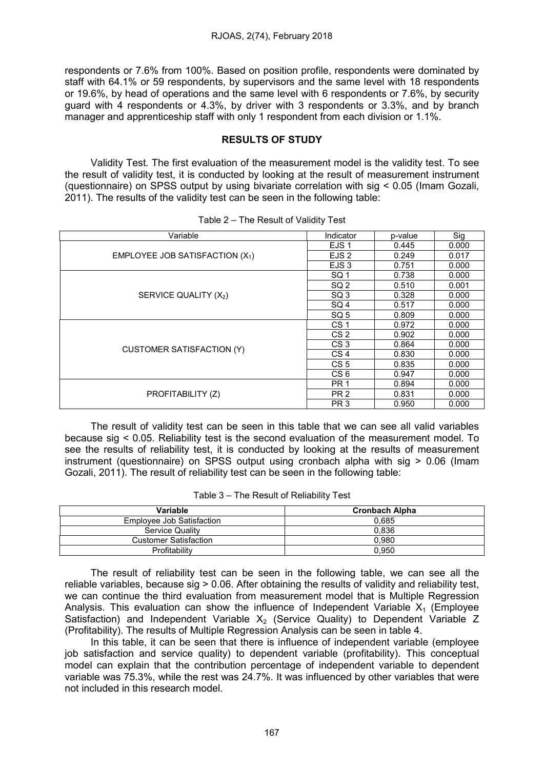respondents or 7.6% from 100%. Based on position profile, respondents were dominated by staff with 64.1% or 59 respondents, by supervisors and the same level with 18 respondents or 19.6%, by head of operations and the same level with 6 respondents or 7.6%, by security guard with 4 respondents or 4.3%, by driver with 3 respondents or 3.3%, and by branch manager and apprenticeship staff with only 1 respondent from each division or 1.1%.

## RESULTS OF STUDY

Validity Test. The first evaluation of the measurement model is the validity test. To see the result of validity test, it is conducted by looking at the result of measurement instrument (questionnaire) on SPSS output by using bivariate correlation with sig < 0.05 (Imam Gozali, 2011). The results of the validity test can be seen in the following table:

Table 2 – The Result of Validity Test

| Variable | Indicator | p-value | Sig |
|---|---|---|---|
| EMPLOYEE JOB SATISFACTION ($X_1$) | EJS 1 | 0.445 | 0.000 |
| | EJS 2 | 0.249 | 0.017 |
| | EJS 3 | 0.751 | 0.000 |
| SERVICE QUALITY ($X_2$) | SQ 1 | 0.738 | 0.000 |
| | SQ 2 | 0.510 | 0.001 |
| | SQ 3 | 0.328 | 0.000 |
| | SQ 4 | 0.517 | 0.000 |
| | SQ 5 | 0.809 | 0.000 |
| CUSTOMER SATISFACTION (Y) | CS 1 | 0.972 | 0.000 |
| | CS 2 | 0.902 | 0.000 |
| | CS 3 | 0.864 | 0.000 |
| | CS 4 | 0.830 | 0.000 |
| | CS 5 | 0.835 | 0.000 |
| | CS 6 | 0.947 | 0.000 |
| PROFITABILITY (Z) | PR 1 | 0.894 | 0.000 |
| | PR 2 | 0.831 | 0.000 |
| | PR 3 | 0.950 | 0.000 |

The result of validity test can be seen in this table that we can see all valid variables because sig < 0.05. Reliability test is the second evaluation of the measurement model. To see the results of reliability test, it is conducted by looking at the results of measurement instrument (questionnaire) on SPSS output using cronbach alpha with sig > 0.06 (Imam Gozali, 2011). The result of reliability test can be seen in the following table:

Table 3 – The Result of Reliability Test

| **Variable** | **Cronbach Alpha** |
|---|---|
| Employee Job Satisfaction | 0,685 |
| Service Quality | 0,836 |
| Customer Satisfaction | 0,980 |
| Profitability | 0,950 |

The result of reliability test can be seen in the following table, we can see all the reliable variables, because sig > 0.06. After obtaining the results of validity and reliability test, we can continue the third evaluation from measurement model that is Multiple Regression Analysis. This evaluation can show the influence of Independent Variable $X_1$ (Employee Satisfaction) and Independent Variable $X_2$ (Service Quality) to Dependent Variable Z (Profitability). The results of Multiple Regression Analysis can be seen in table 4.

In this table, it can be seen that there is influence of independent variable (employee job satisfaction and service quality) to dependent variable (profitability). This conceptual model can explain that the contribution percentage of independent variable to dependent variable was 75.3%, while the rest was 24.7%. It was influenced by other variables that were not included in this research model.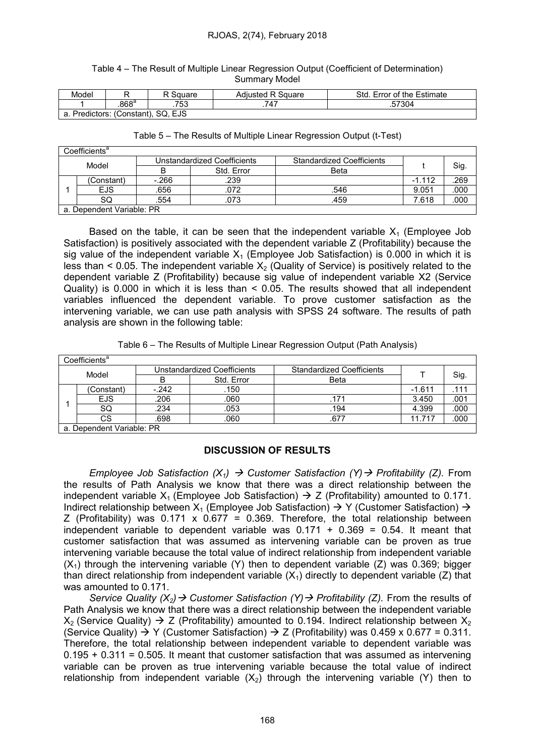Table 4 – The Result of Multiple Linear Regression Output (Coefficient of Determination) Summary Model

| Model | R | R Square | Adjusted R Square | Std. Error of the Estimate |
|---|---|---|---|---|
| 1 | .868[a] | .753 | .747 | .57304 |
| a. Predictors: (Constant), SQ, EJS | | | | |

Table 5 – The Results of Multiple Linear Regression Output (t-Test)

| Coefficients[a] | | | | | | |
|---|---|---|---|---|---|---|
| Model | | Unstandardized Coefficients | | Standardized Coefficients | t | Sig. |
| | | B | Std. Error | Beta | | |
| 1 | (Constant) | -.266 | .239 | | -1.112 | .269 |
| | EJS | .656 | .072 | .546 | 9.051 | .000 |
| | SQ | .554 | .073 | .459 | 7.618 | .000 |
| a. Dependent Variable: PR | | | | | | |

Based on the table, it can be seen that the independent variable $X_1$ (Employee Job Satisfaction) is positively associated with the dependent variable Z (Profitability) because the sig value of the independent variable $X_1$ (Employee Job Satisfaction) is 0.000 in which it is less than < 0.05. The independent variable $X_2$ (Quality of Service) is positively related to the dependent variable Z (Profitability) because sig value of independent variable X2 (Service Quality) is 0.000 in which it is less than < 0.05. The results showed that all independent variables influenced the dependent variable. To prove customer satisfaction as the intervening variable, we can use path analysis with SPSS 24 software. The results of path analysis are shown in the following table:

Table 6 – The Results of Multiple Linear Regression Output (Path Analysis)

| Coefficients[a] | | | | | | |
|---|---|---|---|---|---|---|
| Model | | Unstandardized Coefficients | | Standardized Coefficients | T | Sig. |
| | | B | Std. Error | Beta | | |
| 1 | (Constant) | -.242 | .150 | | -1.611 | .111 |
| | EJS | .206 | .060 | .171 | 3.450 | .001 |
| | SQ | .234 | .053 | .194 | 4.399 | .000 |
| | CS | .698 | .060 | .677 | 11.717 | .000 |
| a. Dependent Variable: PR | | | | | | |

## DISCUSSION OF RESULTS

*Employee Job Satisfaction ($X_1$) → Customer Satisfaction (Y) → Profitability (Z).* From the results of Path Analysis we know that there was a direct relationship between the independent variable $X_1$ (Employee Job Satisfaction) → Z (Profitability) amounted to 0.171. Indirect relationship between $X_1$ (Employee Job Satisfaction) → Y (Customer Satisfaction) → Z (Profitability) was 0.171 x 0.677 = 0.369. Therefore, the total relationship between independent variable to dependent variable was 0.171 + 0.369 = 0.54. It meant that customer satisfaction that was assumed as intervening variable can be proven as true intervening variable because the total value of indirect relationship from independent variable ($X_1$) through the intervening variable (Y) then to dependent variable (Z) was 0.369; bigger than direct relationship from independent variable ($X_1$) directly to dependent variable (Z) that was amounted to 0.171.

*Service Quality ($X_2$) → Customer Satisfaction (Y) → Profitability (Z).* From the results of Path Analysis we know that there was a direct relationship between the independent variable $X_2$ (Service Quality) → Z (Profitability) amounted to 0.194. Indirect relationship between $X_2$ (Service Quality) → Y (Customer Satisfaction) → Z (Profitability) was 0.459 x 0.677 = 0.311. Therefore, the total relationship between independent variable to dependent variable was 0.195 + 0.311 = 0.505. It meant that customer satisfaction that was assumed as intervening variable can be proven as true intervening variable because the total value of indirect relationship from independent variable ($X_2$) through the intervening variable (Y) then to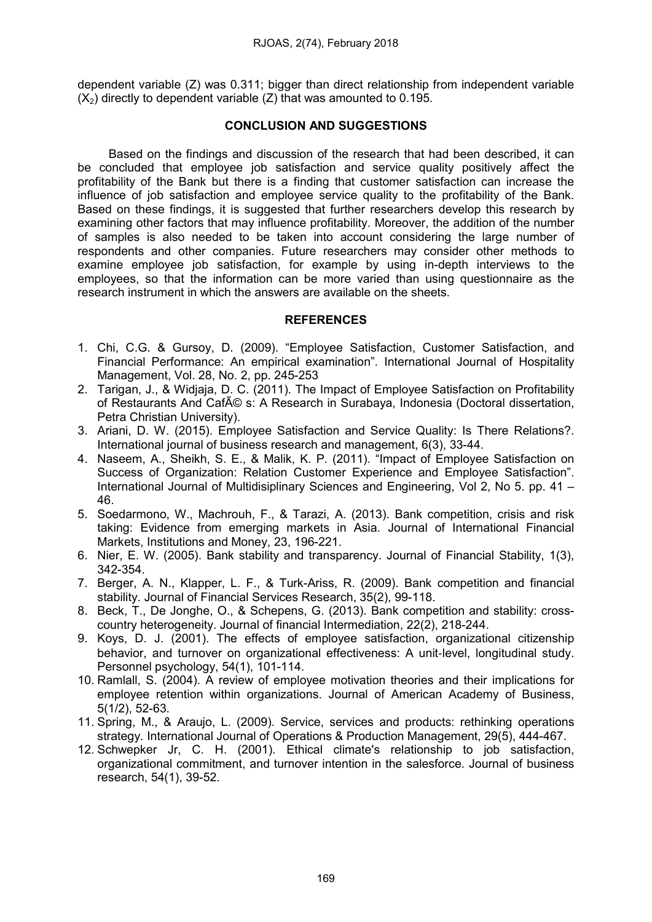dependent variable (Z) was 0.311; bigger than direct relationship from independent variable ($X_2$) directly to dependent variable (Z) that was amounted to 0.195.

## CONCLUSION AND SUGGESTIONS

Based on the findings and discussion of the research that had been described, it can be concluded that employee job satisfaction and service quality positively affect the profitability of the Bank but there is a finding that customer satisfaction can increase the influence of job satisfaction and employee service quality to the profitability of the Bank. Based on these findings, it is suggested that further researchers develop this research by examining other factors that may influence profitability. Moreover, the addition of the number of samples is also needed to be taken into account considering the large number of respondents and other companies. Future researchers may consider other methods to examine employee job satisfaction, for example by using in-depth interviews to the employees, so that the information can be more varied than using questionnaire as the research instrument in which the answers are available on the sheets.

## REFERENCES

1. Chi, C.G. & Gursoy, D. (2009). "Employee Satisfaction, Customer Satisfaction, and Financial Performance: An empirical examination". International Journal of Hospitality Management, Vol. 28, No. 2, pp. 245-253
2. Tarigan, J., & Widjaja, D. C. (2011). The Impact of Employee Satisfaction on Profitability of Restaurants And CafÃ© s: A Research in Surabaya, Indonesia (Doctoral dissertation, Petra Christian University).
3. Ariani, D. W. (2015). Employee Satisfaction and Service Quality: Is There Relations?. International journal of business research and management, 6(3), 33-44.
4. Naseem, A., Sheikh, S. E., & Malik, K. P. (2011). "Impact of Employee Satisfaction on Success of Organization: Relation Customer Experience and Employee Satisfaction". International Journal of Multidisiplinary Sciences and Engineering, Vol 2, No 5. pp. 41 – 46.
5. Soedarmono, W., Machrouh, F., & Tarazi, A. (2013). Bank competition, crisis and risk taking: Evidence from emerging markets in Asia. Journal of International Financial Markets, Institutions and Money, 23, 196-221.
6. Nier, E. W. (2005). Bank stability and transparency. Journal of Financial Stability, 1(3), 342-354.
7. Berger, A. N., Klapper, L. F., & Turk-Ariss, R. (2009). Bank competition and financial stability. Journal of Financial Services Research, 35(2), 99-118.
8. Beck, T., De Jonghe, O., & Schepens, G. (2013). Bank competition and stability: cross-country heterogeneity. Journal of financial Intermediation, 22(2), 218-244.
9. Koys, D. J. (2001). The effects of employee satisfaction, organizational citizenship behavior, and turnover on organizational effectiveness: A unit‐level, longitudinal study. Personnel psychology, 54(1), 101-114.
10. Ramlall, S. (2004). A review of employee motivation theories and their implications for employee retention within organizations. Journal of American Academy of Business, 5(1/2), 52-63.
11. Spring, M., & Araujo, L. (2009). Service, services and products: rethinking operations strategy. International Journal of Operations & Production Management, 29(5), 444-467.
12. Schwepker Jr, C. H. (2001). Ethical climate's relationship to job satisfaction, organizational commitment, and turnover intention in the salesforce. Journal of business research, 54(1), 39-52.